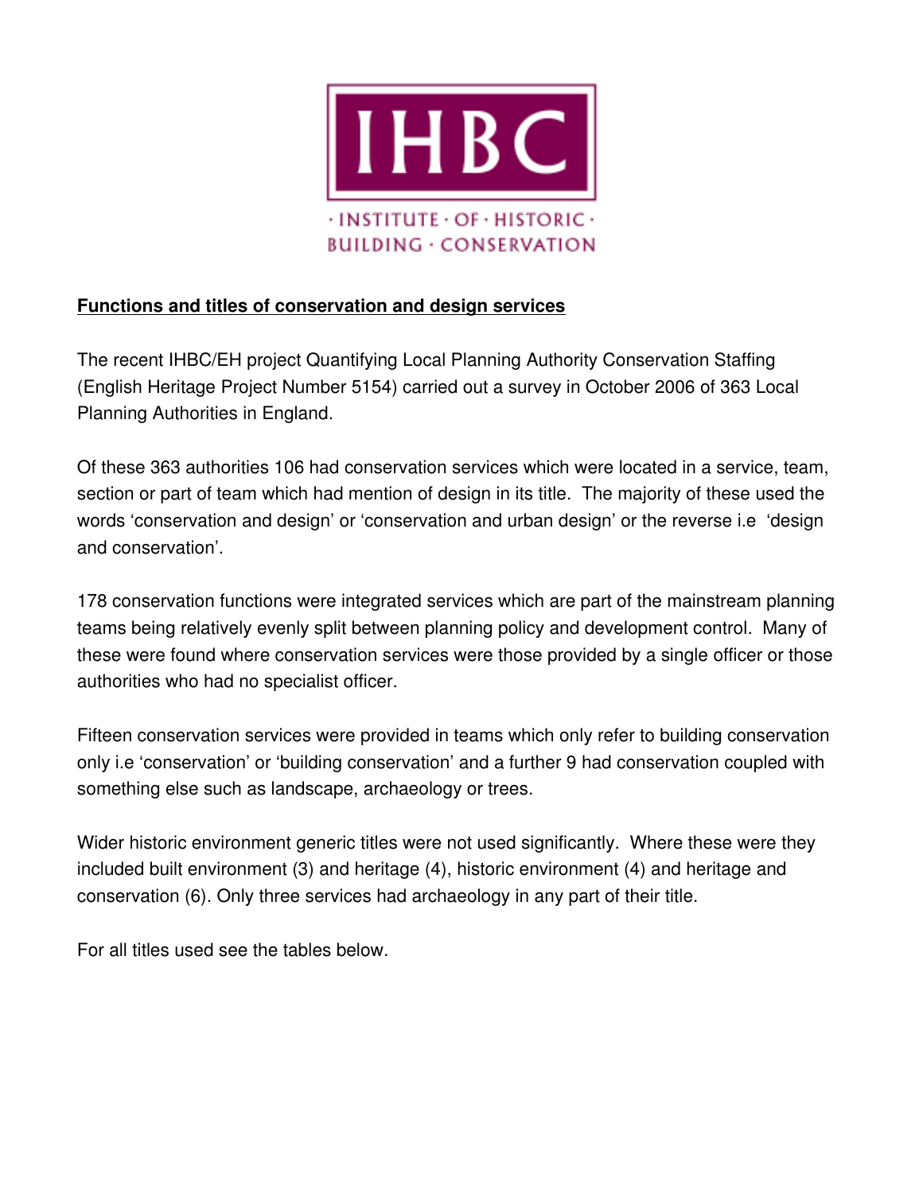IHBC

· INSTITUTE · OF · HISTORIC ·
BUILDING · CONSERVATION

**Functions and titles of conservation and design services**

The recent IHBC/EH project Quantifying Local Planning Authority Conservation Staffing (English Heritage Project Number 5154) carried out a survey in October 2006 of 363 Local Planning Authorities in England.

Of these 363 authorities 106 had conservation services which were located in a service, team, section or part of team which had mention of design in its title. The majority of these used the words 'conservation and design' or 'conservation and urban design' or the reverse i.e 'design and conservation'.

178 conservation functions were integrated services which are part of the mainstream planning teams being relatively evenly split between planning policy and development control. Many of these were found where conservation services were those provided by a single officer or those authorities who had no specialist officer.

Fifteen conservation services were provided in teams which only refer to building conservation only i.e 'conservation' or 'building conservation' and a further 9 had conservation coupled with something else such as landscape, archaeology or trees.

Wider historic environment generic titles were not used significantly. Where these were they included built environment (3) and heritage (4), historic environment (4) and heritage and conservation (6). Only three services had archaeology in any part of their title.

For all titles used see the tables below.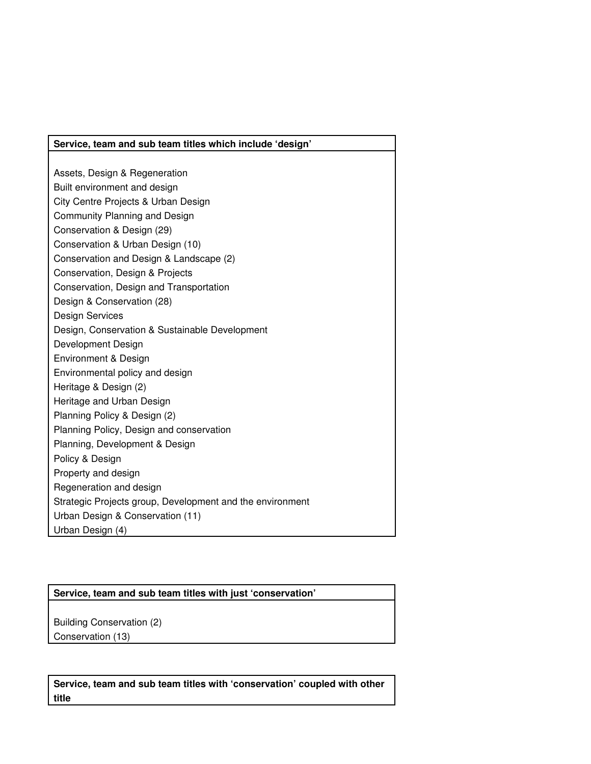| Service, team and sub team titles which include 'design' |
| --- |
| Assets, Design & Regeneration |
| Built environment and design |
| City Centre Projects & Urban Design |
| Community Planning and Design |
| Conservation & Design (29) |
| Conservation & Urban Design (10) |
| Conservation and Design & Landscape (2) |
| Conservation, Design & Projects |
| Conservation, Design and Transportation |
| Design & Conservation (28) |
| Design Services |
| Design, Conservation & Sustainable Development |
| Development Design |
| Environment & Design |
| Environmental policy and design |
| Heritage & Design (2) |
| Heritage and Urban Design |
| Planning Policy & Design (2) |
| Planning Policy, Design and conservation |
| Planning, Development & Design |
| Policy & Design |
| Property and design |
| Regeneration and design |
| Strategic Projects group, Development and the environment |
| Urban Design & Conservation (11) |
| Urban Design (4) |

| Service, team and sub team titles with just 'conservation' |
| --- |
| Building Conservation (2) |
| Conservation (13) |

| Service, team and sub team titles with 'conservation' coupled with other title |
| --- |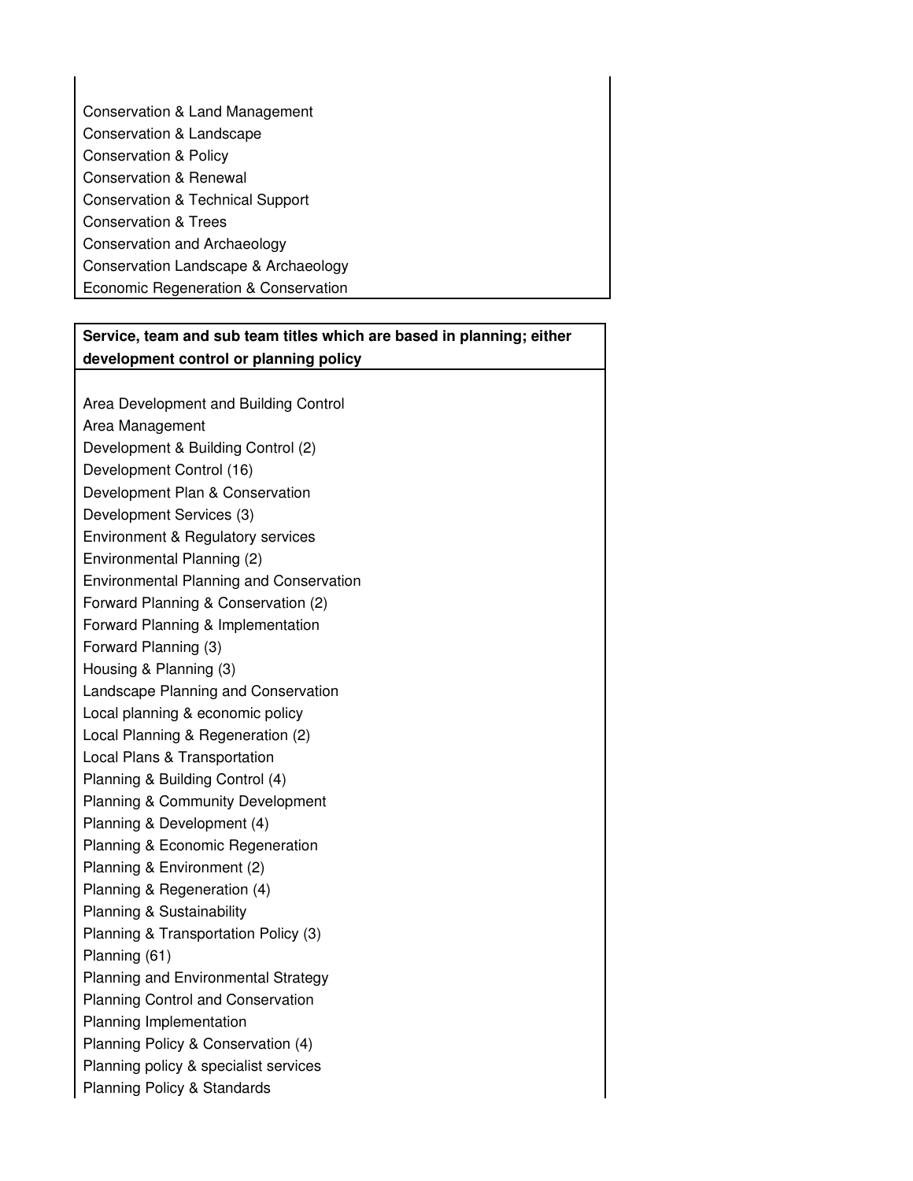Conservation & Land Management
Conservation & Landscape
Conservation & Policy
Conservation & Renewal
Conservation & Technical Support
Conservation & Trees
Conservation and Archaeology
Conservation Landscape & Archaeology
Economic Regeneration & Conservation

**Service, team and sub team titles which are based in planning; either development control or planning policy**

Area Development and Building Control
Area Management
Development & Building Control (2)
Development Control (16)
Development Plan & Conservation
Development Services (3)
Environment & Regulatory services
Environmental Planning (2)
Environmental Planning and Conservation
Forward Planning & Conservation (2)
Forward Planning & Implementation
Forward Planning (3)
Housing & Planning (3)
Landscape Planning and Conservation
Local planning & economic policy
Local Planning & Regeneration (2)
Local Plans & Transportation
Planning & Building Control (4)
Planning & Community Development
Planning & Development (4)
Planning & Economic Regeneration
Planning & Environment (2)
Planning & Regeneration (4)
Planning & Sustainability
Planning & Transportation Policy (3)
Planning (61)
Planning and Environmental Strategy
Planning Control and Conservation
Planning Implementation
Planning Policy & Conservation (4)
Planning policy & specialist services
Planning Policy & Standards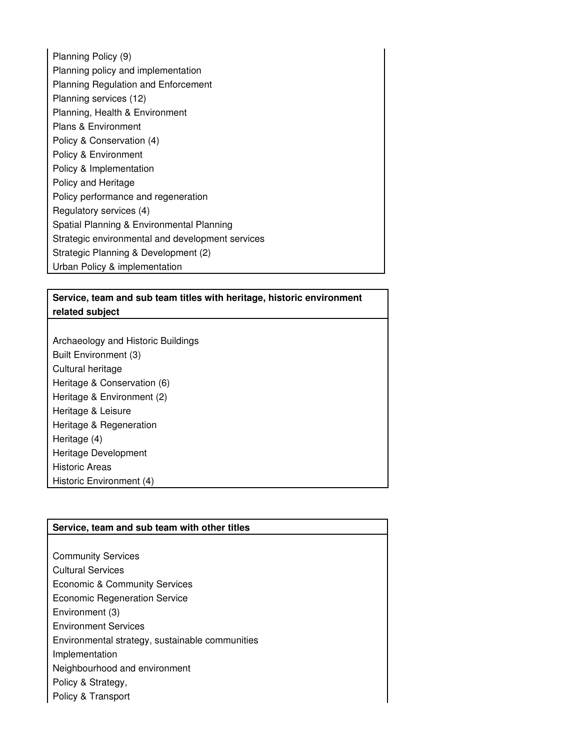| |
|---|
| Planning Policy (9) |
| Planning policy and implementation |
| Planning Regulation and Enforcement |
| Planning services (12) |
| Planning, Health & Environment |
| Plans & Environment |
| Policy & Conservation (4) |
| Policy & Environment |
| Policy & Implementation |
| Policy and Heritage |
| Policy performance and regeneration |
| Regulatory services (4) |
| Spatial Planning & Environmental Planning |
| Strategic environmental and development services |
| Strategic Planning & Development (2) |
| Urban Policy & implementation |

| **Service, team and sub team titles with heritage, historic environment related subject** |
|---|
| Archaeology and Historic Buildings |
| Built Environment (3) |
| Cultural heritage |
| Heritage & Conservation (6) |
| Heritage & Environment (2) |
| Heritage & Leisure |
| Heritage & Regeneration |
| Heritage (4) |
| Heritage Development |
| Historic Areas |
| Historic Environment (4) |

| **Service, team and sub team with other titles** |
|---|
| Community Services |
| Cultural Services |
| Economic & Community Services |
| Economic Regeneration Service |
| Environment (3) |
| Environment Services |
| Environmental strategy, sustainable communities |
| Implementation |
| Neighbourhood and environment |
| Policy & Strategy, |
| Policy & Transport |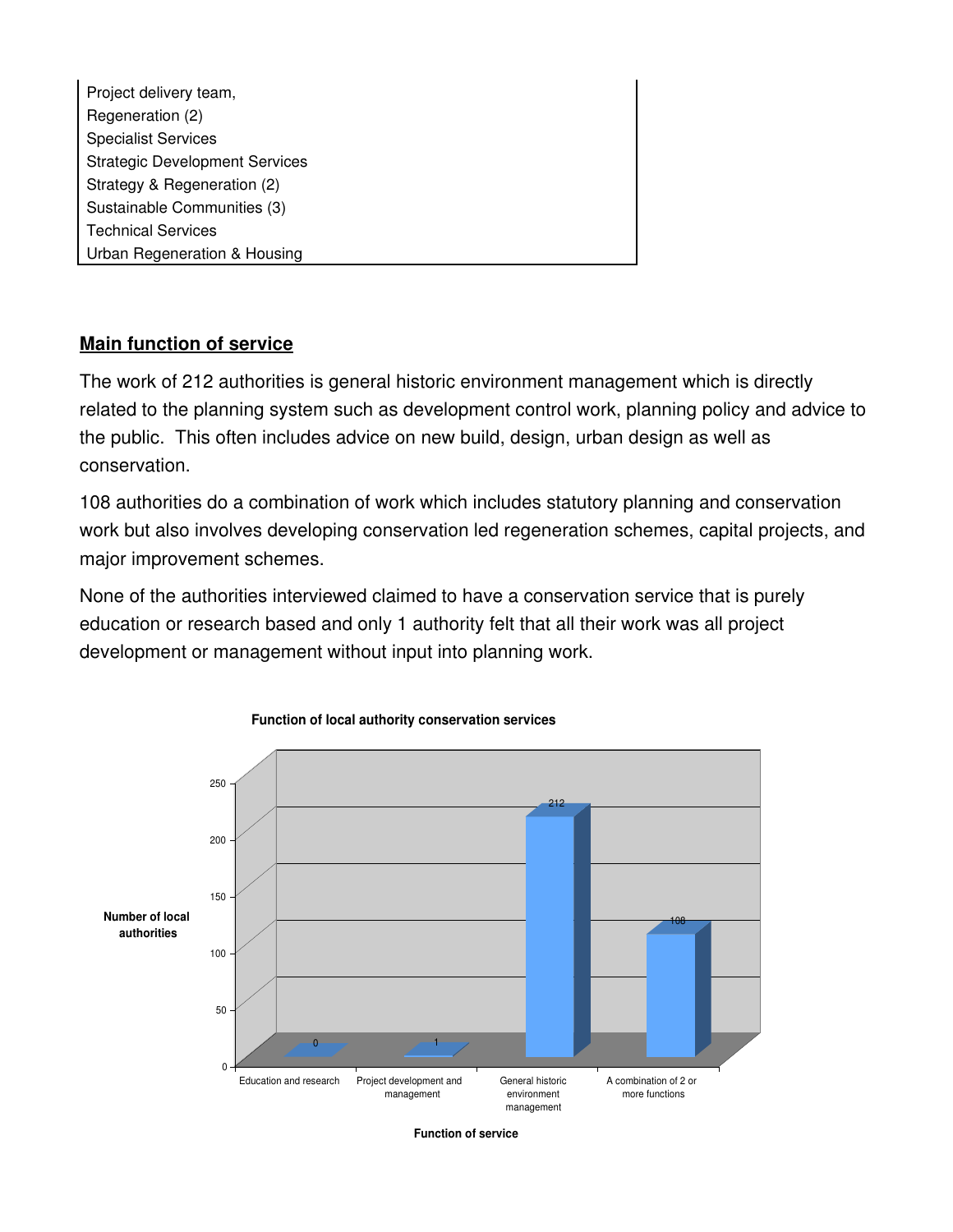Project delivery team,
Regeneration (2)
Specialist Services
Strategic Development Services
Strategy & Regeneration (2)
Sustainable Communities (3)
Technical Services
Urban Regeneration & Housing

**Main function of service**

The work of 212 authorities is general historic environment management which is directly related to the planning system such as development control work, planning policy and advice to the public. This often includes advice on new build, design, urban design as well as conservation.

108 authorities do a combination of work which includes statutory planning and conservation work but also involves developing conservation led regeneration schemes, capital projects, and major improvement schemes.

None of the authorities interviewed claimed to have a conservation service that is purely education or research based and only 1 authority felt that all their work was all project development or management without input into planning work.

Function of local authority conservation services

Number of local authorities

250
200
150
100
50
0

0
1
212
108

Education and research
Project development and management
General historic environment management
A combination of 2 or more functions

Function of service